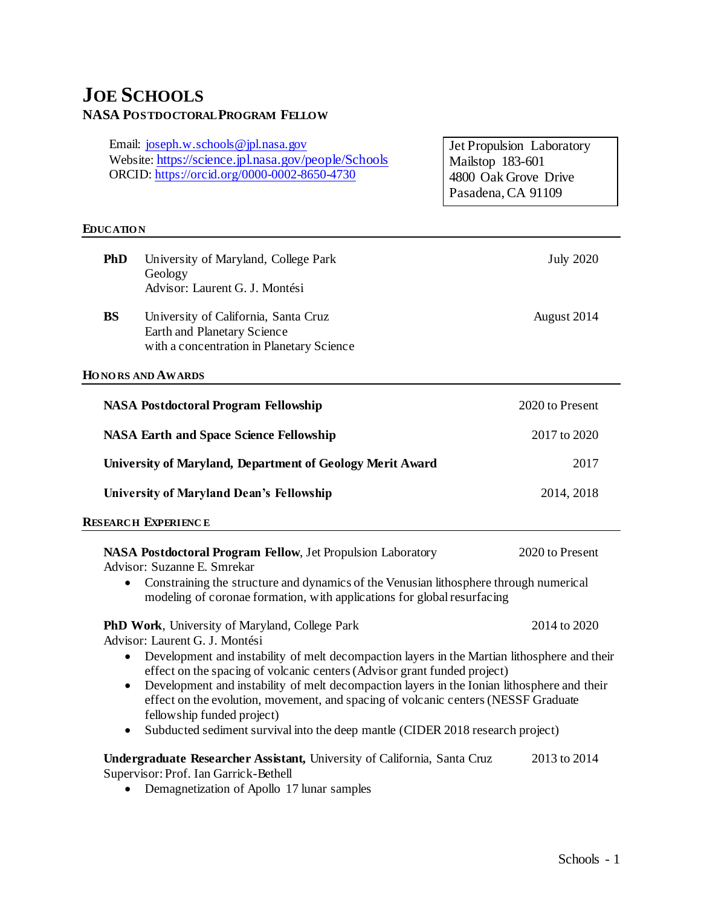# JOE SCHOOLS

## NASA POSTDOCTORAL PROGRAM FELLOW

Email: [joseph.w.schools@jpl.nasa.gov](mailto:joseph.w.schools@jpl.nasa.gov)
Website: [https://science.jpl.nasa.gov/people/Schools](https://science.jpl.nasa.gov/people/Schools)
ORCID: [https://orcid.org/0000-0002-8650-4730](https://orcid.org/0000-0002-8650-4730)

Jet Propulsion Laboratory
Mailstop 183-601
4800 Oak Grove Drive
Pasadena, CA 91109

## EDUCATION

**PhD** University of Maryland, College Park — July 2020
Geology
Advisor: Laurent G. J. Montési

**BS** University of California, Santa Cruz — August 2014
Earth and Planetary Science
with a concentration in Planetary Science

## HONORS AND AWARDS

**NASA Postdoctoral Program Fellowship** — 2020 to Present

**NASA Earth and Space Science Fellowship** — 2017 to 2020

**University of Maryland, Department of Geology Merit Award** — 2017

**University of Maryland Dean's Fellowship** — 2014, 2018

## RESEARCH EXPERIENCE

**NASA Postdoctoral Program Fellow**, Jet Propulsion Laboratory — 2020 to Present
Advisor: Suzanne E. Smrekar

- Constraining the structure and dynamics of the Venusian lithosphere through numerical modeling of coronae formation, with applications for global resurfacing

**PhD Work**, University of Maryland, College Park — 2014 to 2020
Advisor: Laurent G. J. Montési

- Development and instability of melt decompaction layers in the Martian lithosphere and their effect on the spacing of volcanic centers (Advisor grant funded project)
- Development and instability of melt decompaction layers in the Ionian lithosphere and their effect on the evolution, movement, and spacing of volcanic centers (NESSF Graduate fellowship funded project)
- Subducted sediment survival into the deep mantle (CIDER 2018 research project)

**Undergraduate Researcher Assistant,** University of California, Santa Cruz — 2013 to 2014
Supervisor: Prof. Ian Garrick-Bethell

- Demagnetization of Apollo 17 lunar samples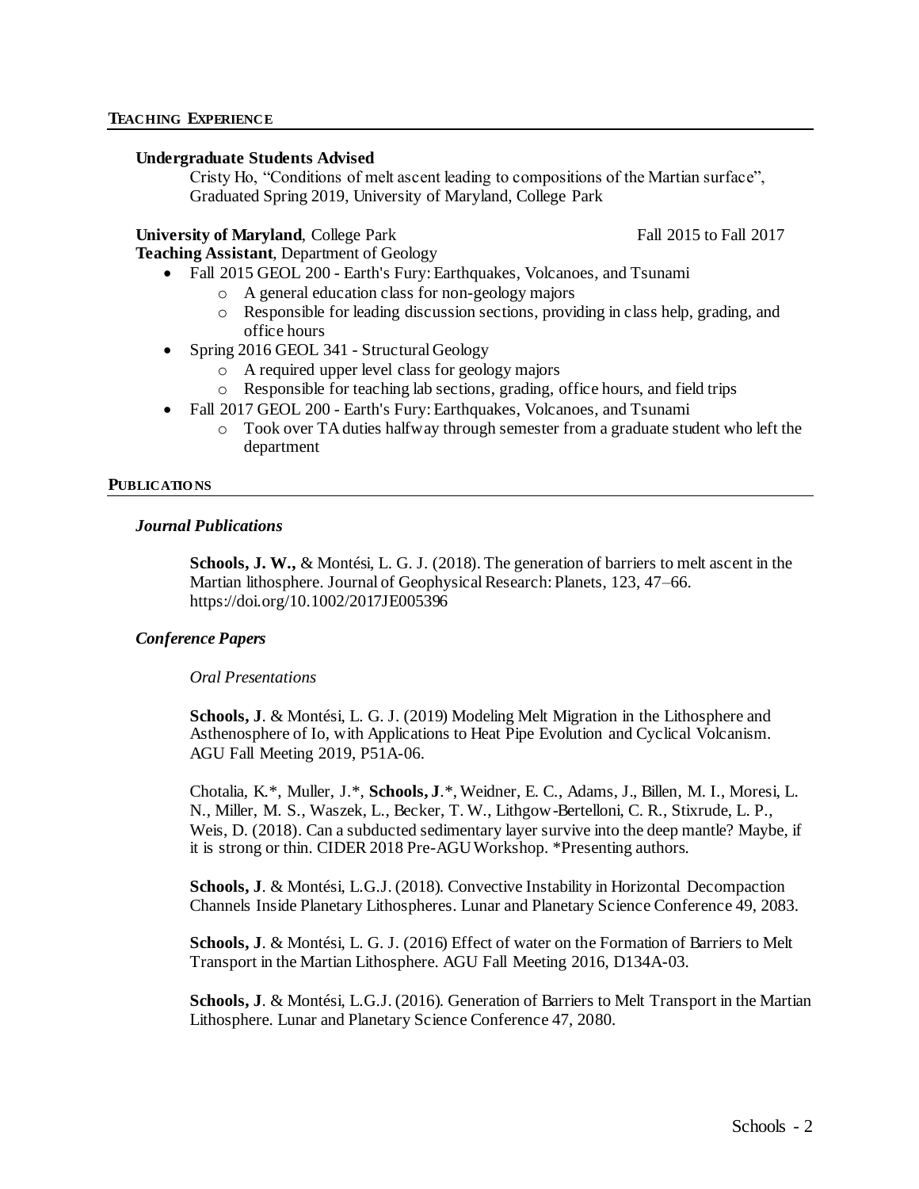## TEACHING EXPERIENCE

**Undergraduate Students Advised**

Cristy Ho, "Conditions of melt ascent leading to compositions of the Martian surface", Graduated Spring 2019, University of Maryland, College Park

**University of Maryland**, College Park — Fall 2015 to Fall 2017

**Teaching Assistant**, Department of Geology

- Fall 2015 GEOL 200 - Earth's Fury: Earthquakes, Volcanoes, and Tsunami
  - A general education class for non-geology majors
  - Responsible for leading discussion sections, providing in class help, grading, and office hours
- Spring 2016 GEOL 341 - Structural Geology
  - A required upper level class for geology majors
  - Responsible for teaching lab sections, grading, office hours, and field trips
- Fall 2017 GEOL 200 - Earth's Fury: Earthquakes, Volcanoes, and Tsunami
  - Took over TA duties halfway through semester from a graduate student who left the department

## PUBLICATIONS

### *Journal Publications*

**Schools, J. W.,** & Montési, L. G. J. (2018). The generation of barriers to melt ascent in the Martian lithosphere. Journal of Geophysical Research: Planets, 123, 47–66. https://doi.org/10.1002/2017JE005396

### *Conference Papers*

*Oral Presentations*

**Schools, J**. & Montési, L. G. J. (2019) Modeling Melt Migration in the Lithosphere and Asthenosphere of Io, with Applications to Heat Pipe Evolution and Cyclical Volcanism. AGU Fall Meeting 2019, P51A-06.

Chotalia, K.*, Muller, J.*, **Schools, J**.*, Weidner, E. C., Adams, J., Billen, M. I., Moresi, L. N., Miller, M. S., Waszek, L., Becker, T. W., Lithgow-Bertelloni, C. R., Stixrude, L. P., Weis, D. (2018). Can a subducted sedimentary layer survive into the deep mantle? Maybe, if it is strong or thin. CIDER 2018 Pre-AGU Workshop. *Presenting authors.

**Schools, J**. & Montési, L.G.J. (2018). Convective Instability in Horizontal Decompaction Channels Inside Planetary Lithospheres. Lunar and Planetary Science Conference 49, 2083.

**Schools, J**. & Montési, L. G. J. (2016) Effect of water on the Formation of Barriers to Melt Transport in the Martian Lithosphere. AGU Fall Meeting 2016, D134A-03.

**Schools, J**. & Montési, L.G.J. (2016). Generation of Barriers to Melt Transport in the Martian Lithosphere. Lunar and Planetary Science Conference 47, 2080.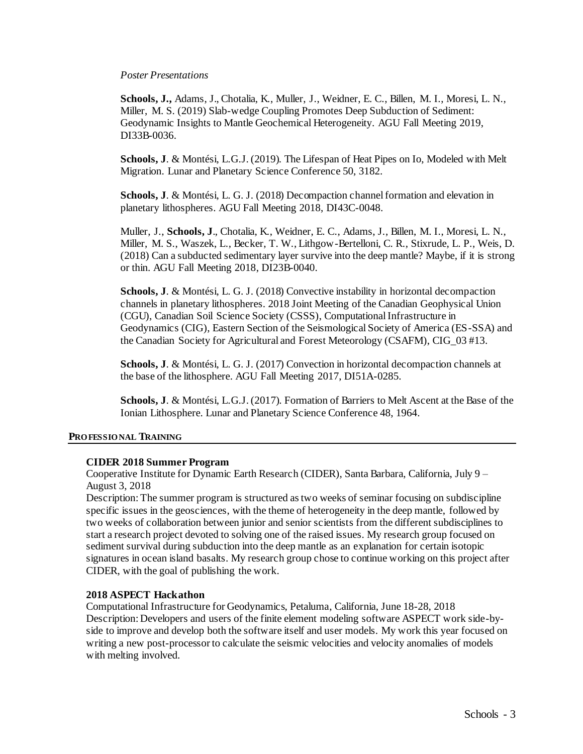*Poster Presentations*

**Schools, J.,** Adams, J., Chotalia, K., Muller, J., Weidner, E. C., Billen, M. I., Moresi, L. N., Miller, M. S. (2019) Slab-wedge Coupling Promotes Deep Subduction of Sediment: Geodynamic Insights to Mantle Geochemical Heterogeneity. AGU Fall Meeting 2019, DI33B-0036.

**Schools, J**. & Montési, L.G.J. (2019). The Lifespan of Heat Pipes on Io, Modeled with Melt Migration. Lunar and Planetary Science Conference 50, 3182.

**Schools, J**. & Montési, L. G. J. (2018) Decompaction channel formation and elevation in planetary lithospheres. AGU Fall Meeting 2018, DI43C-0048.

Muller, J., **Schools, J**., Chotalia, K., Weidner, E. C., Adams, J., Billen, M. I., Moresi, L. N., Miller, M. S., Waszek, L., Becker, T. W., Lithgow-Bertelloni, C. R., Stixrude, L. P., Weis, D. (2018) Can a subducted sedimentary layer survive into the deep mantle? Maybe, if it is strong or thin. AGU Fall Meeting 2018, DI23B-0040.

**Schools, J**. & Montési, L. G. J. (2018) Convective instability in horizontal decompaction channels in planetary lithospheres. 2018 Joint Meeting of the Canadian Geophysical Union (CGU), Canadian Soil Science Society (CSSS), Computational Infrastructure in Geodynamics (CIG), Eastern Section of the Seismological Society of America (ES-SSA) and the Canadian Society for Agricultural and Forest Meteorology (CSAFM), CIG_03 #13.

**Schools, J**. & Montési, L. G. J. (2017) Convection in horizontal decompaction channels at the base of the lithosphere. AGU Fall Meeting 2017, DI51A-0285.

**Schools, J**. & Montési, L.G.J. (2017). Formation of Barriers to Melt Ascent at the Base of the Ionian Lithosphere. Lunar and Planetary Science Conference 48, 1964.

## PROFESSIONAL TRAINING

**CIDER 2018 Summer Program**
Cooperative Institute for Dynamic Earth Research (CIDER), Santa Barbara, California, July 9 – August 3, 2018
Description: The summer program is structured as two weeks of seminar focusing on subdiscipline specific issues in the geosciences, with the theme of heterogeneity in the deep mantle, followed by two weeks of collaboration between junior and senior scientists from the different subdisciplines to start a research project devoted to solving one of the raised issues. My research group focused on sediment survival during subduction into the deep mantle as an explanation for certain isotopic signatures in ocean island basalts. My research group chose to continue working on this project after CIDER, with the goal of publishing the work.

**2018 ASPECT Hackathon**
Computational Infrastructure for Geodynamics, Petaluma, California, June 18-28, 2018
Description: Developers and users of the finite element modeling software ASPECT work side-by-side to improve and develop both the software itself and user models. My work this year focused on writing a new post-processor to calculate the seismic velocities and velocity anomalies of models with melting involved.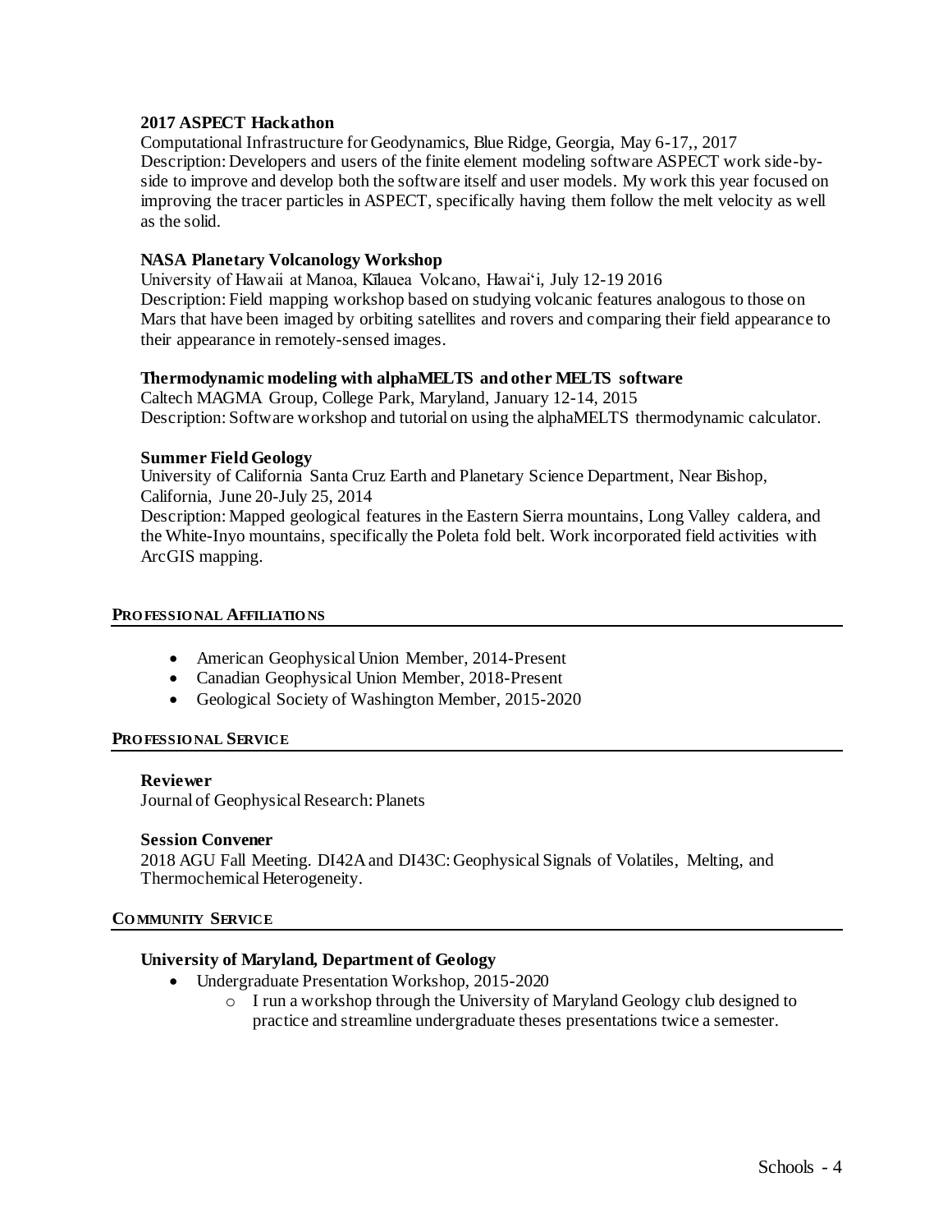**2017 ASPECT Hackathon**
Computational Infrastructure for Geodynamics, Blue Ridge, Georgia, May 6-17,, 2017
Description: Developers and users of the finite element modeling software ASPECT work side-by-side to improve and develop both the software itself and user models. My work this year focused on improving the tracer particles in ASPECT, specifically having them follow the melt velocity as well as the solid.

**NASA Planetary Volcanology Workshop**
University of Hawaii at Manoa, Kīlauea Volcano, Hawai'i, July 12-19 2016
Description: Field mapping workshop based on studying volcanic features analogous to those on Mars that have been imaged by orbiting satellites and rovers and comparing their field appearance to their appearance in remotely-sensed images.

**Thermodynamic modeling with alphaMELTS and other MELTS software**
Caltech MAGMA Group, College Park, Maryland, January 12-14, 2015
Description: Software workshop and tutorial on using the alphaMELTS thermodynamic calculator.

**Summer Field Geology**
University of California Santa Cruz Earth and Planetary Science Department, Near Bishop, California, June 20-July 25, 2014
Description: Mapped geological features in the Eastern Sierra mountains, Long Valley caldera, and the White-Inyo mountains, specifically the Poleta fold belt. Work incorporated field activities with ArcGIS mapping.

## PROFESSIONAL AFFILIATIONS

- American Geophysical Union Member, 2014-Present
- Canadian Geophysical Union Member, 2018-Present
- Geological Society of Washington Member, 2015-2020

## PROFESSIONAL SERVICE

**Reviewer**
Journal of Geophysical Research: Planets

**Session Convener**
2018 AGU Fall Meeting. DI42A and DI43C: Geophysical Signals of Volatiles, Melting, and Thermochemical Heterogeneity.

## COMMUNITY SERVICE

**University of Maryland, Department of Geology**

- Undergraduate Presentation Workshop, 2015-2020
    - I run a workshop through the University of Maryland Geology club designed to practice and streamline undergraduate theses presentations twice a semester.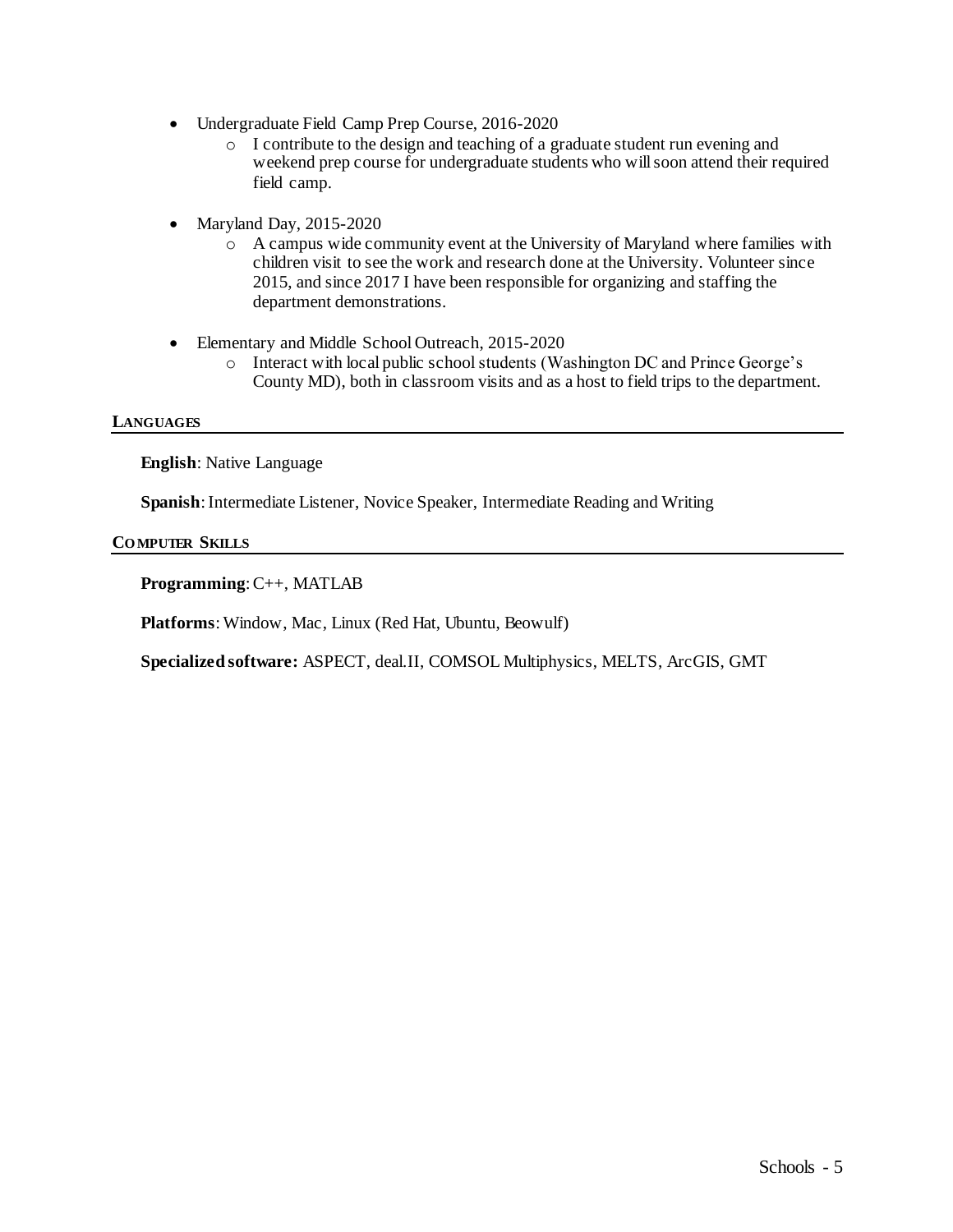- Undergraduate Field Camp Prep Course, 2016-2020
  - I contribute to the design and teaching of a graduate student run evening and weekend prep course for undergraduate students who will soon attend their required field camp.

- Maryland Day, 2015-2020
  - A campus wide community event at the University of Maryland where families with children visit to see the work and research done at the University. Volunteer since 2015, and since 2017 I have been responsible for organizing and staffing the department demonstrations.

- Elementary and Middle School Outreach, 2015-2020
  - Interact with local public school students (Washington DC and Prince George's County MD), both in classroom visits and as a host to field trips to the department.

## LANGUAGES

**English**: Native Language

**Spanish**: Intermediate Listener, Novice Speaker, Intermediate Reading and Writing

## COMPUTER SKILLS

**Programming**: C++, MATLAB

**Platforms**: Window, Mac, Linux (Red Hat, Ubuntu, Beowulf)

**Specialized software:** ASPECT, deal.II, COMSOL Multiphysics, MELTS, ArcGIS, GMT